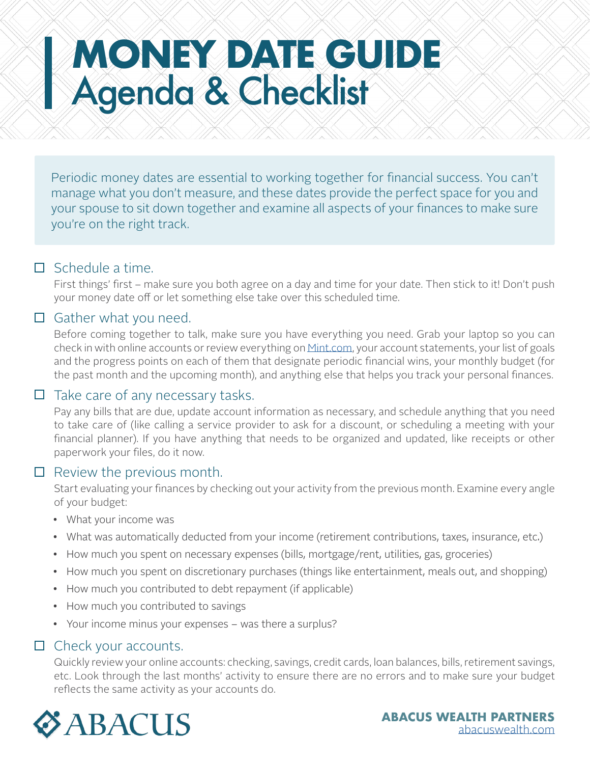# MONEY DATE GUIDE
## Agenda & Checklist

Periodic money dates are essential to working together for financial success. You can't manage what you don't measure, and these dates provide the perfect space for you and your spouse to sit down together and examine all aspects of your finances to make sure you're on the right track.

- [ ] **Schedule a time.**

  First things' first – make sure you both agree on a day and time for your date. Then stick to it! Don't push your money date off or let something else take over this scheduled time.

- [ ] **Gather what you need.**

  Before coming together to talk, make sure you have everything you need. Grab your laptop so you can check in with online accounts or review everything on [Mint.com](Mint.com), your account statements, your list of goals and the progress points on each of them that designate periodic financial wins, your monthly budget (for the past month and the upcoming month), and anything else that helps you track your personal finances.

- [ ] **Take care of any necessary tasks.**

  Pay any bills that are due, update account information as necessary, and schedule anything that you need to take care of (like calling a service provider to ask for a discount, or scheduling a meeting with your financial planner). If you have anything that needs to be organized and updated, like receipts or other paperwork your files, do it now.

- [ ] **Review the previous month.**

  Start evaluating your finances by checking out your activity from the previous month. Examine every angle of your budget:

  - What your income was
  - What was automatically deducted from your income (retirement contributions, taxes, insurance, etc.)
  - How much you spent on necessary expenses (bills, mortgage/rent, utilities, gas, groceries)
  - How much you spent on discretionary purchases (things like entertainment, meals out, and shopping)
  - How much you contributed to debt repayment (if applicable)
  - How much you contributed to savings
  - Your income minus your expenses – was there a surplus?

- [ ] **Check your accounts.**

  Quickly review your online accounts: checking, savings, credit cards, loan balances, bills, retirement savings, etc. Look through the last months' activity to ensure there are no errors and to make sure your budget reflects the same activity as your accounts do.

ABACUS

**ABACUS WEALTH PARTNERS**
abacuswealth.com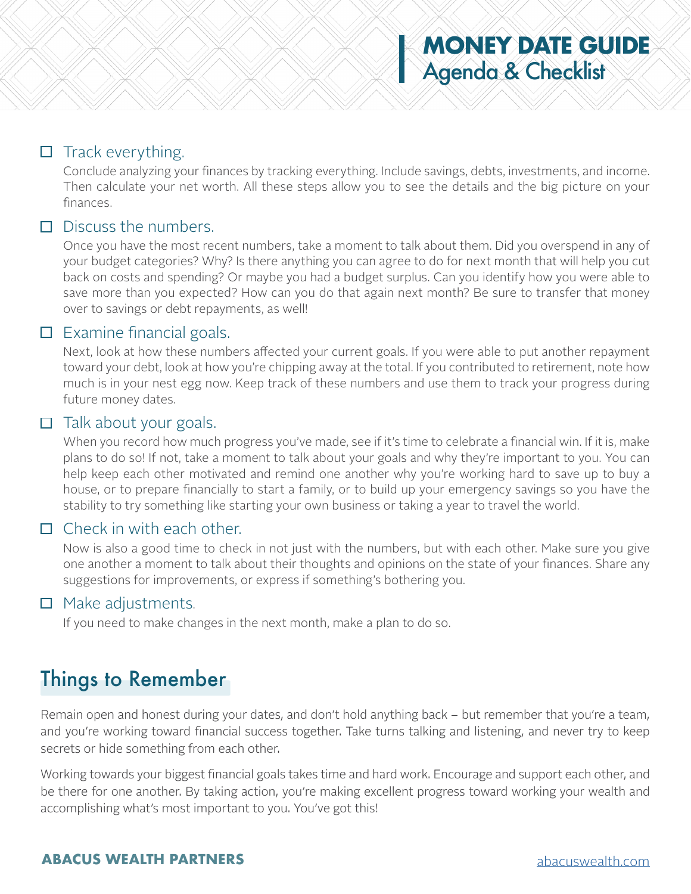- [ ] Track everything.

  Conclude analyzing your finances by tracking everything. Include savings, debts, investments, and income. Then calculate your net worth. All these steps allow you to see the details and the big picture on your finances.

- [ ] Discuss the numbers.

  Once you have the most recent numbers, take a moment to talk about them. Did you overspend in any of your budget categories? Why? Is there anything you can agree to do for next month that will help you cut back on costs and spending? Or maybe you had a budget surplus. Can you identify how you were able to save more than you expected? How can you do that again next month? Be sure to transfer that money over to savings or debt repayments, as well!

- [ ] Examine financial goals.

  Next, look at how these numbers affected your current goals. If you were able to put another repayment toward your debt, look at how you're chipping away at the total. If you contributed to retirement, note how much is in your nest egg now. Keep track of these numbers and use them to track your progress during future money dates.

- [ ] Talk about your goals.

  When you record how much progress you've made, see if it's time to celebrate a financial win. If it is, make plans to do so! If not, take a moment to talk about your goals and why they're important to you. You can help keep each other motivated and remind one another why you're working hard to save up to buy a house, or to prepare financially to start a family, or to build up your emergency savings so you have the stability to try something like starting your own business or taking a year to travel the world.

- [ ] Check in with each other.

  Now is also a good time to check in not just with the numbers, but with each other. Make sure you give one another a moment to talk about their thoughts and opinions on the state of your finances. Share any suggestions for improvements, or express if something's bothering you.

- [ ] Make adjustments.

  If you need to make changes in the next month, make a plan to do so.

## Things to Remember

Remain open and honest during your dates, and don't hold anything back – but remember that you're a team, and you're working toward financial success together. Take turns talking and listening, and never try to keep secrets or hide something from each other.

Working towards your biggest financial goals takes time and hard work. Encourage and support each other, and be there for one another. By taking action, you're making excellent progress toward working your wealth and accomplishing what's most important to you. You've got this!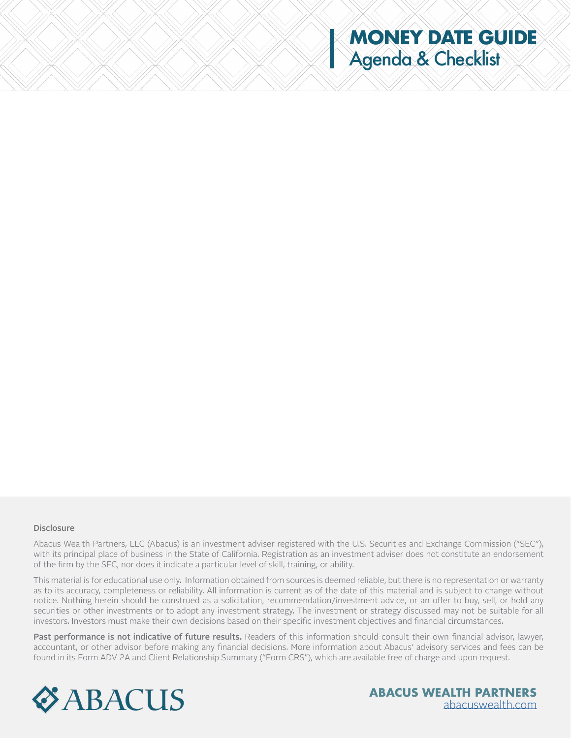# MONEY DATE GUIDE
Agenda & Checklist

**Disclosure**

Abacus Wealth Partners, LLC (Abacus) is an investment adviser registered with the U.S. Securities and Exchange Commission ("SEC"), with its principal place of business in the State of California. Registration as an investment adviser does not constitute an endorsement of the firm by the SEC, nor does it indicate a particular level of skill, training, or ability.

This material is for educational use only. Information obtained from sources is deemed reliable, but there is no representation or warranty as to its accuracy, completeness or reliability. All information is current as of the date of this material and is subject to change without notice. Nothing herein should be construed as a solicitation, recommendation/investment advice, or an offer to buy, sell, or hold any securities or other investments or to adopt any investment strategy. The investment or strategy discussed may not be suitable for all investors. Investors must make their own decisions based on their specific investment objectives and financial circumstances.

**Past performance is not indicative of future results.** Readers of this information should consult their own financial advisor, lawyer, accountant, or other advisor before making any financial decisions. More information about Abacus' advisory services and fees can be found in its Form ADV 2A and Client Relationship Summary ("Form CRS"), which are available free of charge and upon request.

ABACUS

**ABACUS WEALTH PARTNERS**
abacuswealth.com